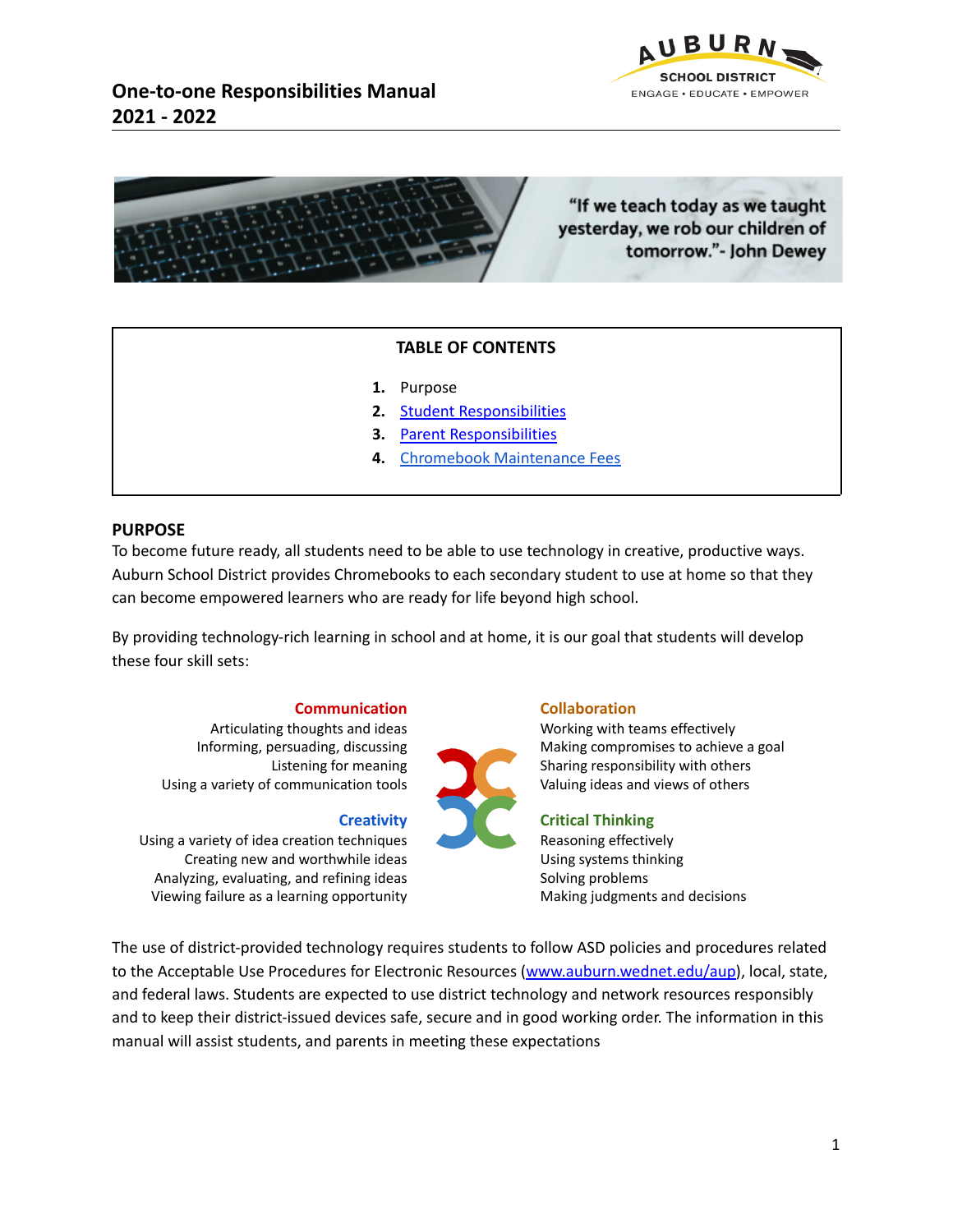# One-to-one Responsibilities Manual
# 2021 - 2022

AUBURN SCHOOL DISTRICT
ENGAGE • EDUCATE • EMPOWER

"If we teach today as we taught yesterday, we rob our children of tomorrow."- John Dewey

**TABLE OF CONTENTS**

1. Purpose
2. Student Responsibilities
3. Parent Responsibilities
4. Chromebook Maintenance Fees

## PURPOSE

To become future ready, all students need to be able to use technology in creative, productive ways. Auburn School District provides Chromebooks to each secondary student to use at home so that they can become empowered learners who are ready for life beyond high school.

By providing technology-rich learning in school and at home, it is our goal that students will develop these four skill sets:

**Communication**
Articulating thoughts and ideas
Informing, persuading, discussing
Listening for meaning
Using a variety of communication tools

**Collaboration**
Working with teams effectively
Making compromises to achieve a goal
Sharing responsibility with others
Valuing ideas and views of others

**Creativity**
Using a variety of idea creation techniques
Creating new and worthwhile ideas
Analyzing, evaluating, and refining ideas
Viewing failure as a learning opportunity

**Critical Thinking**
Reasoning effectively
Using systems thinking
Solving problems
Making judgments and decisions

The use of district-provided technology requires students to follow ASD policies and procedures related to the Acceptable Use Procedures for Electronic Resources (www.auburn.wednet.edu/aup), local, state, and federal laws. Students are expected to use district technology and network resources responsibly and to keep their district-issued devices safe, secure and in good working order. The information in this manual will assist students, and parents in meeting these expectations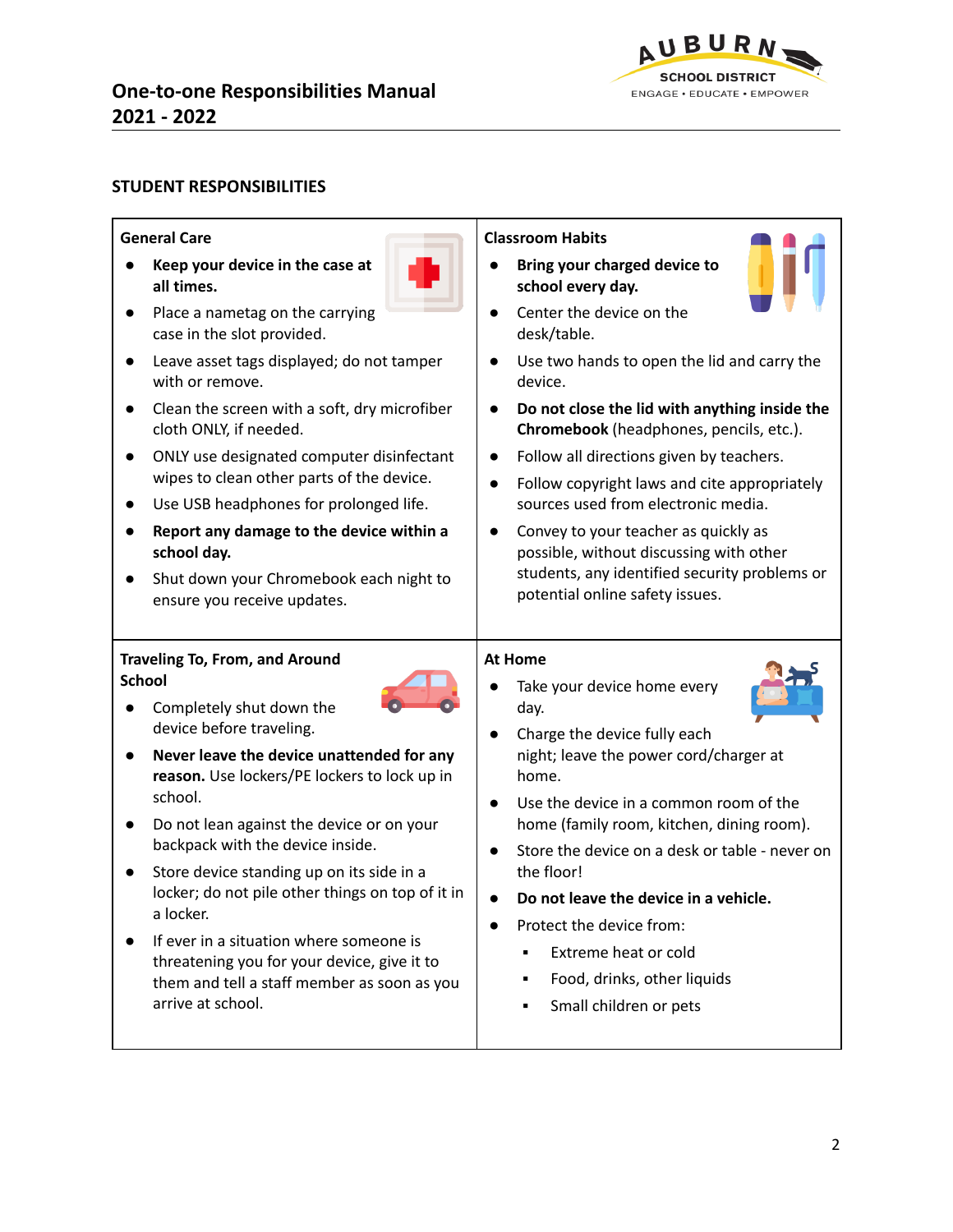# One-to-one Responsibilities Manual 2021 - 2022

## STUDENT RESPONSIBILITIES

### General Care

- **Keep your device in the case at all times.**
- Place a nametag on the carrying case in the slot provided.
- Leave asset tags displayed; do not tamper with or remove.
- Clean the screen with a soft, dry microfiber cloth ONLY, if needed.
- ONLY use designated computer disinfectant wipes to clean other parts of the device.
- Use USB headphones for prolonged life.
- **Report any damage to the device within a school day.**
- Shut down your Chromebook each night to ensure you receive updates.

### Classroom Habits

- **Bring your charged device to school every day.**
- Center the device on the desk/table.
- Use two hands to open the lid and carry the device.
- **Do not close the lid with anything inside the Chromebook** (headphones, pencils, etc.).
- Follow all directions given by teachers.
- Follow copyright laws and cite appropriately sources used from electronic media.
- Convey to your teacher as quickly as possible, without discussing with other students, any identified security problems or potential online safety issues.

### Traveling To, From, and Around School

- Completely shut down the device before traveling.
- **Never leave the device unattended for any reason.** Use lockers/PE lockers to lock up in school.
- Do not lean against the device or on your backpack with the device inside.
- Store device standing up on its side in a locker; do not pile other things on top of it in a locker.
- If ever in a situation where someone is threatening you for your device, give it to them and tell a staff member as soon as you arrive at school.

### At Home

- Take your device home every day.
- Charge the device fully each night; leave the power cord/charger at home.
- Use the device in a common room of the home (family room, kitchen, dining room).
- Store the device on a desk or table - never on the floor!
- **Do not leave the device in a vehicle.**
- Protect the device from:
  - Extreme heat or cold
  - Food, drinks, other liquids
  - Small children or pets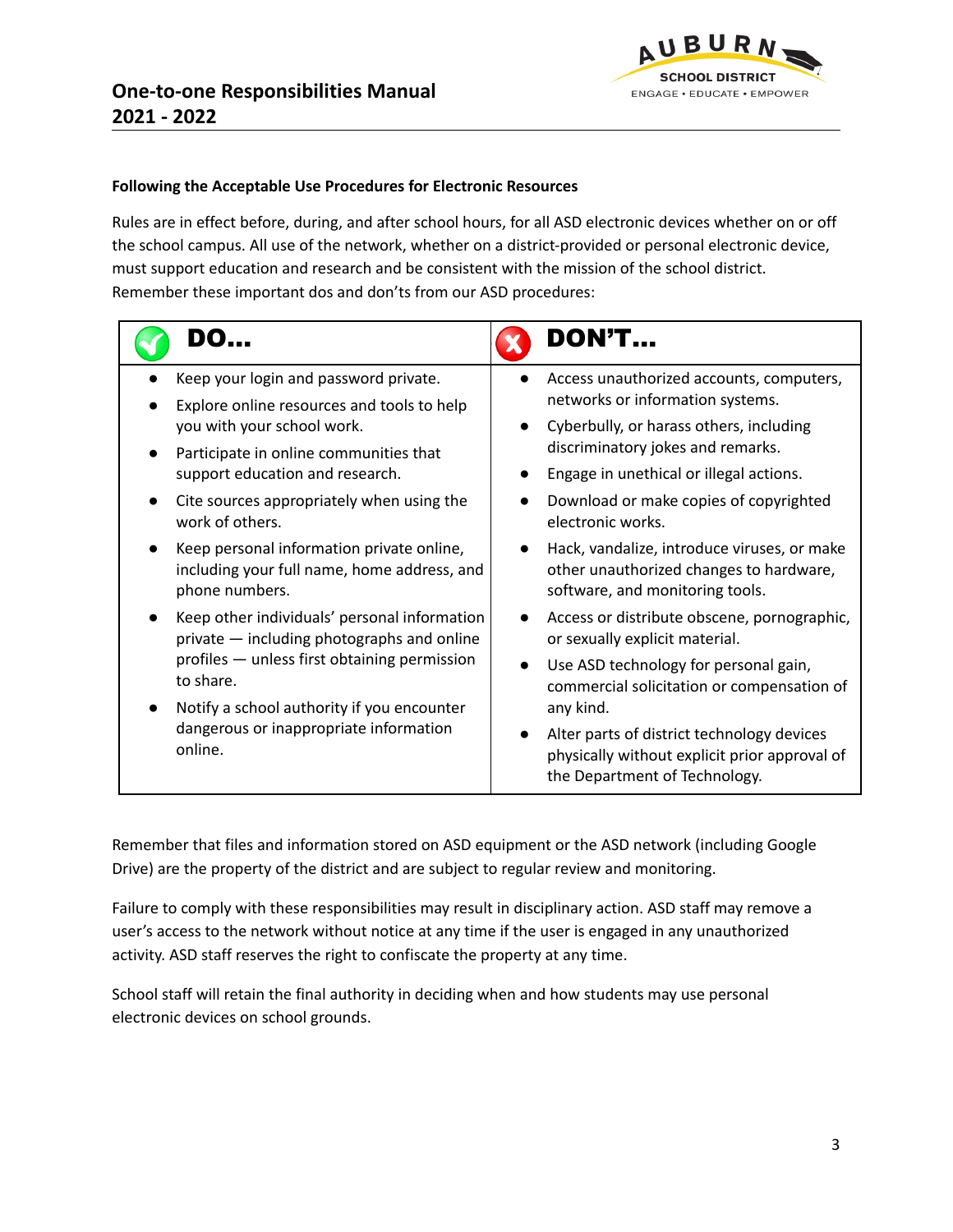**Following the Acceptable Use Procedures for Electronic Resources**

Rules are in effect before, during, and after school hours, for all ASD electronic devices whether on or off the school campus. All use of the network, whether on a district-provided or personal electronic device, must support education and research and be consistent with the mission of the school district. Remember these important dos and don'ts from our ASD procedures:

| DO… | DON'T… |
|---|---|
| • Keep your login and password private.<br>• Explore online resources and tools to help you with your school work.<br>• Participate in online communities that support education and research.<br>• Cite sources appropriately when using the work of others.<br>• Keep personal information private online, including your full name, home address, and phone numbers.<br>• Keep other individuals' personal information private — including photographs and online profiles — unless first obtaining permission to share.<br>• Notify a school authority if you encounter dangerous or inappropriate information online. | • Access unauthorized accounts, computers, networks or information systems.<br>• Cyberbully, or harass others, including discriminatory jokes and remarks.<br>• Engage in unethical or illegal actions.<br>• Download or make copies of copyrighted electronic works.<br>• Hack, vandalize, introduce viruses, or make other unauthorized changes to hardware, software, and monitoring tools.<br>• Access or distribute obscene, pornographic, or sexually explicit material.<br>• Use ASD technology for personal gain, commercial solicitation or compensation of any kind.<br>• Alter parts of district technology devices physically without explicit prior approval of the Department of Technology. |

Remember that files and information stored on ASD equipment or the ASD network (including Google Drive) are the property of the district and are subject to regular review and monitoring.

Failure to comply with these responsibilities may result in disciplinary action. ASD staff may remove a user's access to the network without notice at any time if the user is engaged in any unauthorized activity. ASD staff reserves the right to confiscate the property at any time.

School staff will retain the final authority in deciding when and how students may use personal electronic devices on school grounds.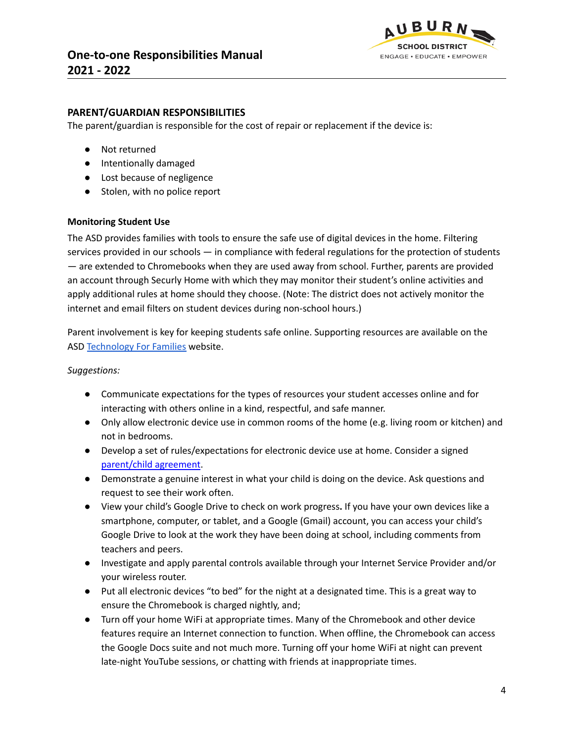## PARENT/GUARDIAN RESPONSIBILITIES

The parent/guardian is responsible for the cost of repair or replacement if the device is:

- Not returned
- Intentionally damaged
- Lost because of negligence
- Stolen, with no police report

### Monitoring Student Use

The ASD provides families with tools to ensure the safe use of digital devices in the home. Filtering services provided in our schools — in compliance with federal regulations for the protection of students — are extended to Chromebooks when they are used away from school. Further, parents are provided an account through Securly Home with which they may monitor their student's online activities and apply additional rules at home should they choose. (Note: The district does not actively monitor the internet and email filters on student devices during non-school hours.)

Parent involvement is key for keeping students safe online. Supporting resources are available on the ASD Technology For Families website.

*Suggestions:*

- Communicate expectations for the types of resources your student accesses online and for interacting with others online in a kind, respectful, and safe manner.
- Only allow electronic device use in common rooms of the home (e.g. living room or kitchen) and not in bedrooms.
- Develop a set of rules/expectations for electronic device use at home. Consider a signed parent/child agreement.
- Demonstrate a genuine interest in what your child is doing on the device. Ask questions and request to see their work often.
- View your child's Google Drive to check on work progress**.** If you have your own devices like a smartphone, computer, or tablet, and a Google (Gmail) account, you can access your child's Google Drive to look at the work they have been doing at school, including comments from teachers and peers.
- Investigate and apply parental controls available through your Internet Service Provider and/or your wireless router.
- Put all electronic devices "to bed" for the night at a designated time. This is a great way to ensure the Chromebook is charged nightly, and;
- Turn off your home WiFi at appropriate times. Many of the Chromebook and other device features require an Internet connection to function. When offline, the Chromebook can access the Google Docs suite and not much more. Turning off your home WiFi at night can prevent late-night YouTube sessions, or chatting with friends at inappropriate times.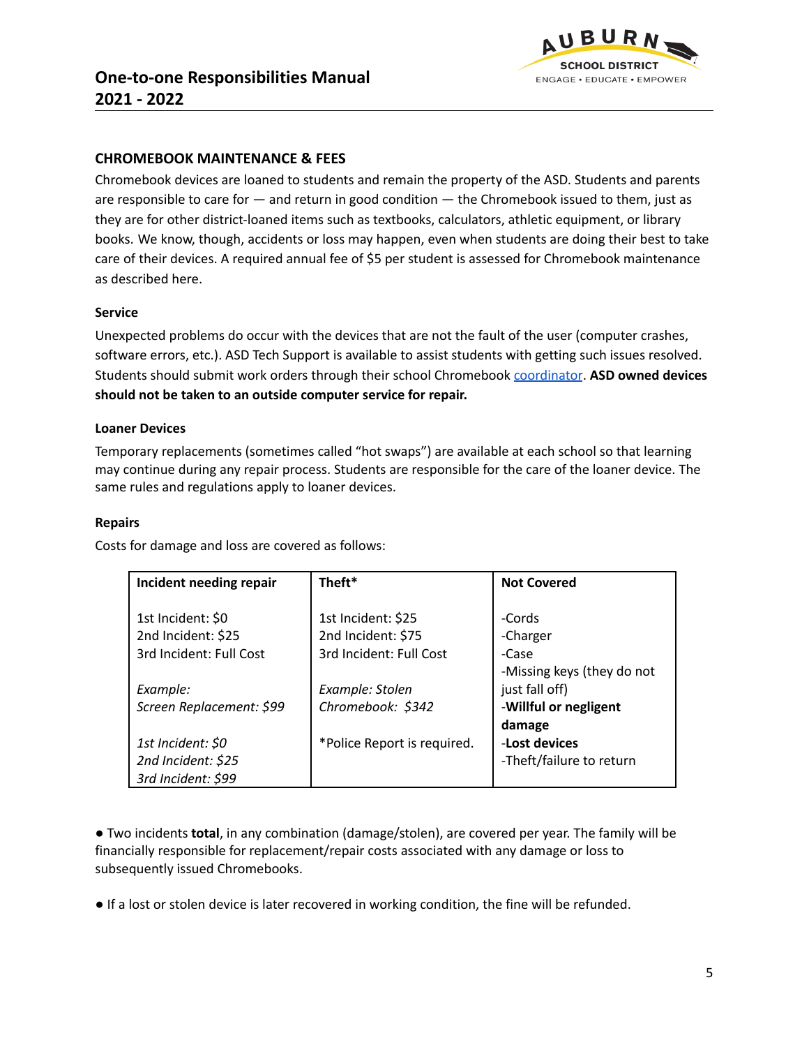### CHROMEBOOK MAINTENANCE & FEES

Chromebook devices are loaned to students and remain the property of the ASD. Students and parents are responsible to care for — and return in good condition — the Chromebook issued to them, just as they are for other district-loaned items such as textbooks, calculators, athletic equipment, or library books. We know, though, accidents or loss may happen, even when students are doing their best to take care of their devices. A required annual fee of $5 per student is assessed for Chromebook maintenance as described here.

#### Service

Unexpected problems do occur with the devices that are not the fault of the user (computer crashes, software errors, etc.). ASD Tech Support is available to assist students with getting such issues resolved. Students should submit work orders through their school Chromebook coordinator. **ASD owned devices should not be taken to an outside computer service for repair.**

#### Loaner Devices

Temporary replacements (sometimes called "hot swaps") are available at each school so that learning may continue during any repair process. Students are responsible for the care of the loaner device. The same rules and regulations apply to loaner devices.

#### Repairs

Costs for damage and loss are covered as follows:

| Incident needing repair | Theft* | Not Covered |
|---|---|---|
| 1st Incident: $0<br>2nd Incident: $25<br>3rd Incident: Full Cost<br><br>*Example:*<br>*Screen Replacement: $99*<br><br>*1st Incident: $0*<br>*2nd Incident: $25*<br>*3rd Incident: $99* | 1st Incident: $25<br>2nd Incident: $75<br>3rd Incident: Full Cost<br><br>*Example: Stolen Chromebook: $342*<br><br>*Police Report is required. | -Cords<br>-Charger<br>-Case<br>-Missing keys (they do not just fall off)<br>-**Willful or negligent damage**<br>-**Lost devices**<br>-Theft/failure to return |

- Two incidents **total**, in any combination (damage/stolen), are covered per year. The family will be financially responsible for replacement/repair costs associated with any damage or loss to subsequently issued Chromebooks.

- If a lost or stolen device is later recovered in working condition, the fine will be refunded.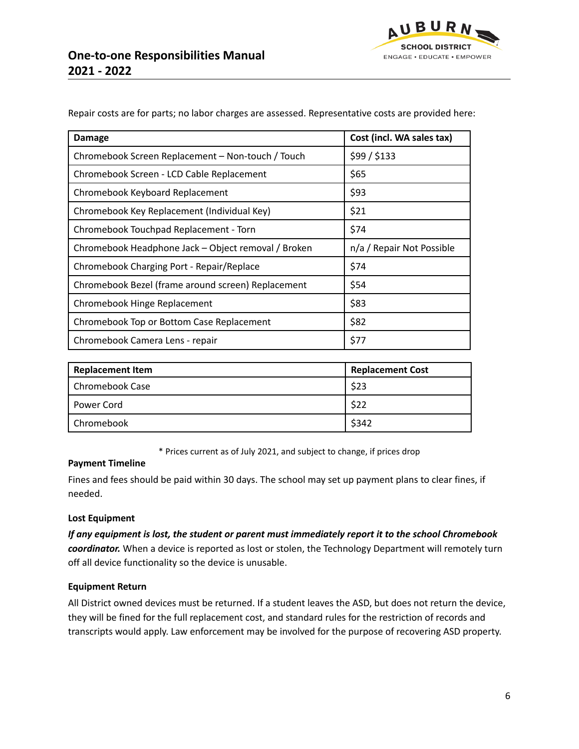Repair costs are for parts; no labor charges are assessed. Representative costs are provided here:

| Damage | Cost (incl. WA sales tax) |
|---|---|
| Chromebook Screen Replacement – Non-touch / Touch | $99 / $133 |
| Chromebook Screen - LCD Cable Replacement | $65 |
| Chromebook Keyboard Replacement | $93 |
| Chromebook Key Replacement (Individual Key) | $21 |
| Chromebook Touchpad Replacement - Torn | $74 |
| Chromebook Headphone Jack – Object removal / Broken | n/a / Repair Not Possible |
| Chromebook Charging Port - Repair/Replace | $74 |
| Chromebook Bezel (frame around screen) Replacement | $54 |
| Chromebook Hinge Replacement | $83 |
| Chromebook Top or Bottom Case Replacement | $82 |
| Chromebook Camera Lens - repair | $77 |

| Replacement Item | Replacement Cost |
|---|---|
| Chromebook Case | $23 |
| Power Cord | $22 |
| Chromebook | $342 |

* Prices current as of July 2021, and subject to change, if prices drop

**Payment Timeline**

Fines and fees should be paid within 30 days. The school may set up payment plans to clear fines, if needed.

**Lost Equipment**

***If any equipment is lost, the student or parent must immediately report it to the school Chromebook coordinator.*** When a device is reported as lost or stolen, the Technology Department will remotely turn off all device functionality so the device is unusable.

**Equipment Return**

All District owned devices must be returned. If a student leaves the ASD, but does not return the device, they will be fined for the full replacement cost, and standard rules for the restriction of records and transcripts would apply. Law enforcement may be involved for the purpose of recovering ASD property.